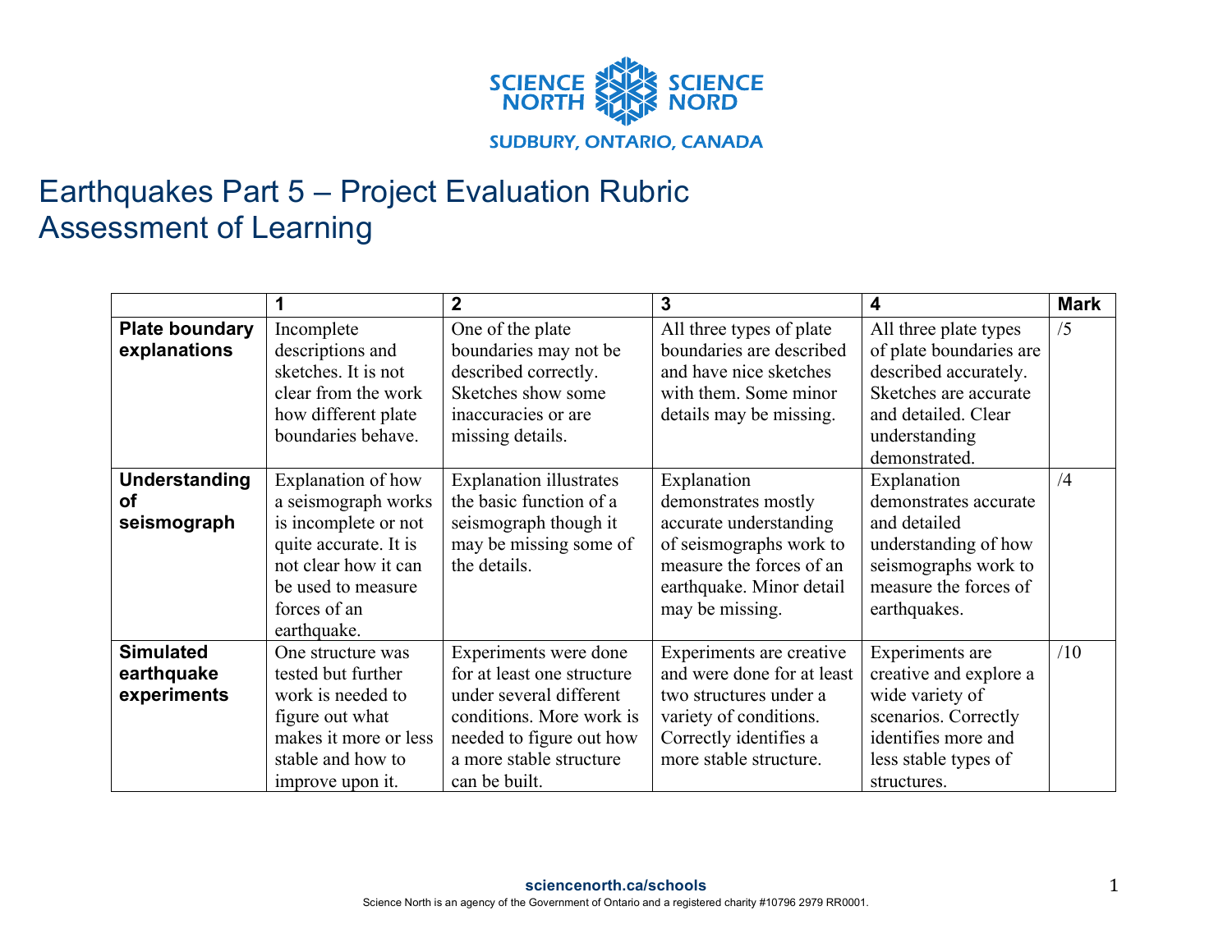SCIENCE NORTH SCIENCE NORD

SUDBURY, ONTARIO, CANADA

# Earthquakes Part 5 – Project Evaluation Rubric
# Assessment of Learning

| | 1 | 2 | 3 | 4 | Mark |
|---|---|---|---|---|---|
| **Plate boundary explanations** | Incomplete descriptions and sketches. It is not clear from the work how different plate boundaries behave. | One of the plate boundaries may not be described correctly. Sketches show some inaccuracies or are missing details. | All three types of plate boundaries are described and have nice sketches with them. Some minor details may be missing. | All three plate types of plate boundaries are described accurately. Sketches are accurate and detailed. Clear understanding demonstrated. | /5 |
| **Understanding of seismograph** | Explanation of how a seismograph works is incomplete or not quite accurate. It is not clear how it can be used to measure forces of an earthquake. | Explanation illustrates the basic function of a seismograph though it may be missing some of the details. | Explanation demonstrates mostly accurate understanding of seismographs work to measure the forces of an earthquake. Minor detail may be missing. | Explanation demonstrates accurate and detailed understanding of how seismographs work to measure the forces of earthquakes. | /4 |
| **Simulated earthquake experiments** | One structure was tested but further work is needed to figure out what makes it more or less stable and how to improve upon it. | Experiments were done for at least one structure under several different conditions. More work is needed to figure out how a more stable structure can be built. | Experiments are creative and were done for at least two structures under a variety of conditions. Correctly identifies a more stable structure. | Experiments are creative and explore a wide variety of scenarios. Correctly identifies more and less stable types of structures. | /10 |

sciencenorth.ca/schools

Science North is an agency of the Government of Ontario and a registered charity #10796 2979 RR0001.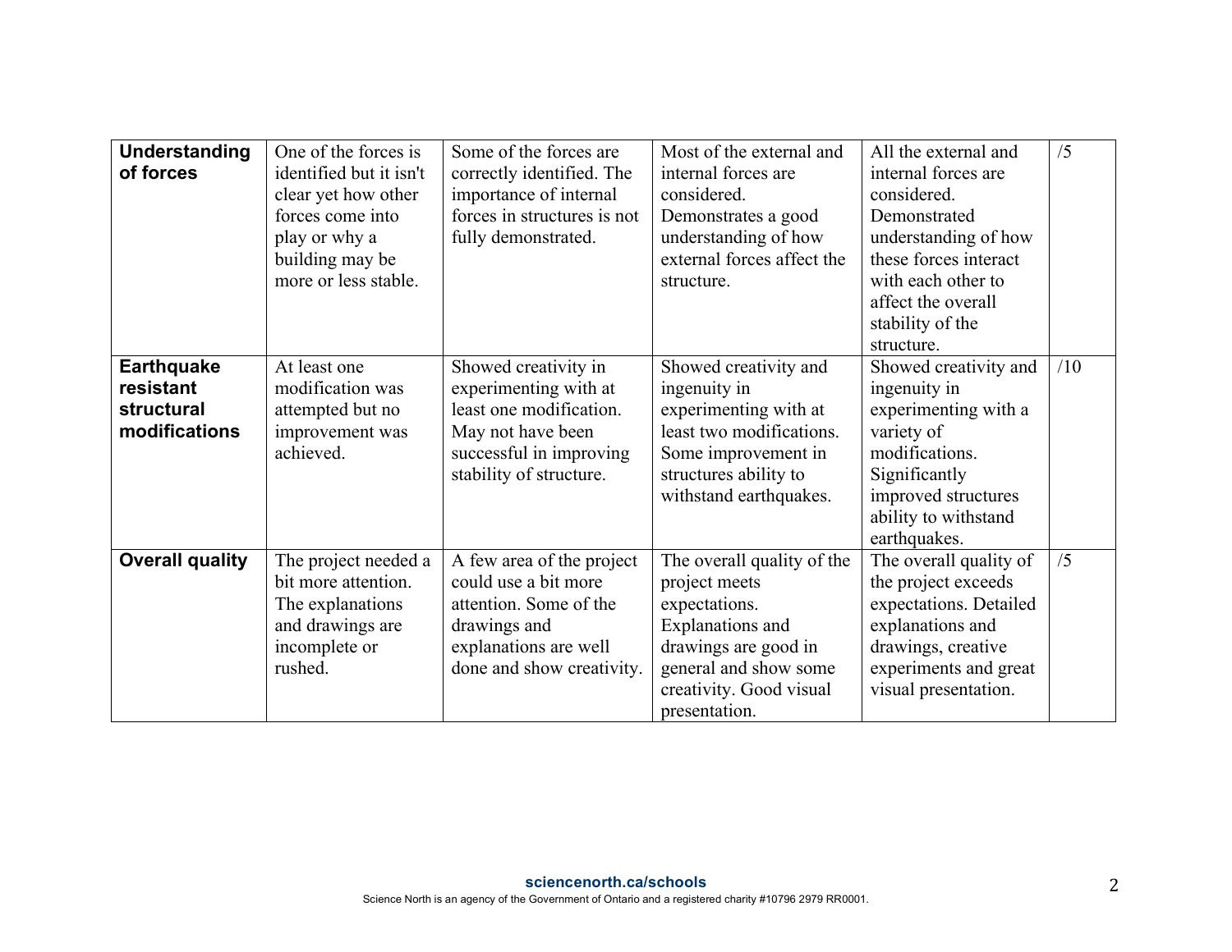| | | | | | |
|---|---|---|---|---|---|
| **Understanding of forces** | One of the forces is identified but it isn't clear yet how other forces come into play or why a building may be more or less stable. | Some of the forces are correctly identified. The importance of internal forces in structures is not fully demonstrated. | Most of the external and internal forces are considered. Demonstrates a good understanding of how external forces affect the structure. | All the external and internal forces are considered. Demonstrated understanding of how these forces interact with each other to affect the overall stability of the structure. | /5 |
| **Earthquake resistant structural modifications** | At least one modification was attempted but no improvement was achieved. | Showed creativity in experimenting with at least one modification. May not have been successful in improving stability of structure. | Showed creativity and ingenuity in experimenting with at least two modifications. Some improvement in structures ability to withstand earthquakes. | Showed creativity and ingenuity in experimenting with a variety of modifications. Significantly improved structures ability to withstand earthquakes. | /10 |
| **Overall quality** | The project needed a bit more attention. The explanations and drawings are incomplete or rushed. | A few area of the project could use a bit more attention. Some of the drawings and explanations are well done and show creativity. | The overall quality of the project meets expectations. Explanations and drawings are good in general and show some creativity. Good visual presentation. | The overall quality of the project exceeds expectations. Detailed explanations and drawings, creative experiments and great visual presentation. | /5 |

**sciencenorth.ca/schools**

Science North is an agency of the Government of Ontario and a registered charity #10796 2979 RR0001.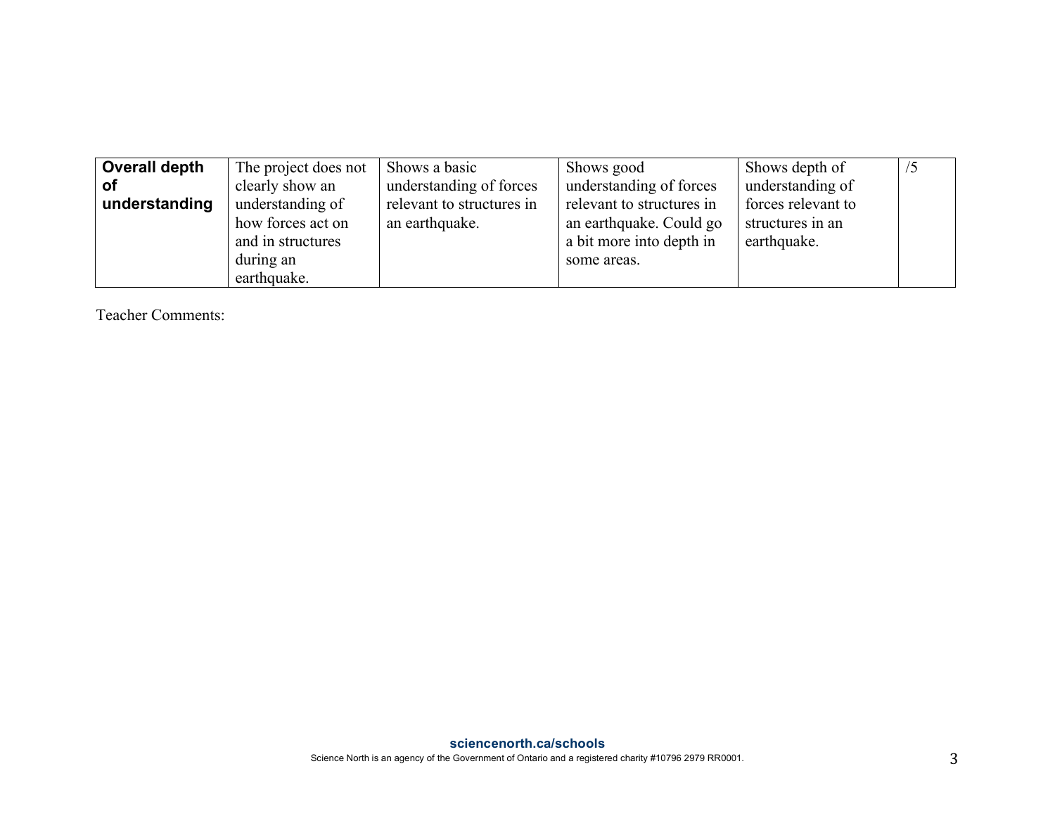| | | | | | |
|---|---|---|---|---|---|
| **Overall depth of understanding** | The project does not clearly show an understanding of how forces act on and in structures during an earthquake. | Shows a basic understanding of forces relevant to structures in an earthquake. | Shows good understanding of forces relevant to structures in an earthquake. Could go a bit more into depth in some areas. | Shows depth of understanding of forces relevant to structures in an earthquake. | /5 |

Teacher Comments:

**sciencenorth.ca/schools**

Science North is an agency of the Government of Ontario and a registered charity #10796 2979 RR0001.